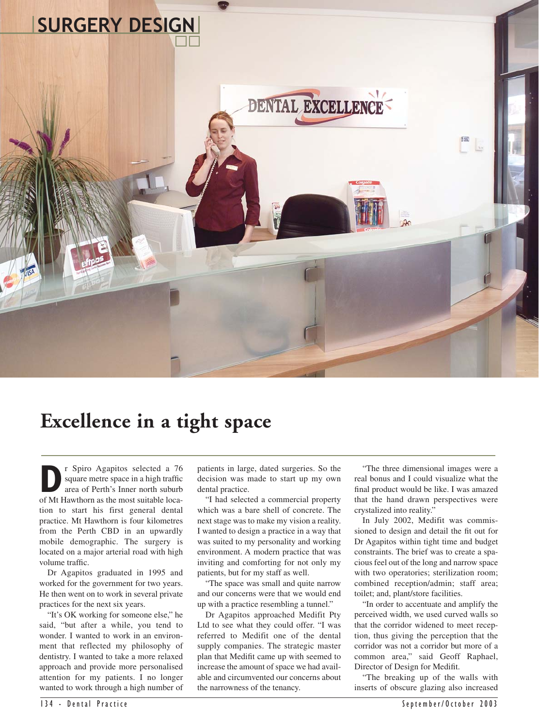SURGERY DESIGN

# Excellence in a tight space

Dr Spiro Agapitos selected a 76 square metre space in a high traffic area of Perth's Inner north suburb of Mt Hawthorn as the most suitable location to start his first general dental practice. Mt Hawthorn is four kilometres from the Perth CBD in an upwardly mobile demographic. The surgery is located on a major arterial road with high volume traffic.

Dr Agapitos graduated in 1995 and worked for the government for two years. He then went on to work in several private practices for the next six years.

"It's OK working for someone else," he said, "but after a while, you tend to wonder. I wanted to work in an environment that reflected my philosophy of dentistry. I wanted to take a more relaxed approach and provide more personalised attention for my patients. I no longer wanted to work through a high number of patients in large, dated surgeries. So the decision was made to start up my own dental practice.

"I had selected a commercial property which was a bare shell of concrete. The next stage was to make my vision a reality. I wanted to design a practice in a way that was suited to my personality and working environment. A modern practice that was inviting and comforting for not only my patients, but for my staff as well.

"The space was small and quite narrow and our concerns were that we would end up with a practice resembling a tunnel."

Dr Agapitos approached Medifit Pty Ltd to see what they could offer. "I was referred to Medifit one of the dental supply companies. The strategic master plan that Medifit came up with seemed to increase the amount of space we had available and circumvented our concerns about the narrowness of the tenancy.

"The three dimensional images were a real bonus and I could visualize what the final product would be like. I was amazed that the hand drawn perspectives were crystalized into reality."

In July 2002, Medifit was commissioned to design and detail the fit out for Dr Agapitos within tight time and budget constraints. The brief was to create a spacious feel out of the long and narrow space with two operatories; sterilization room; combined reception/admin; staff area; toilet; and, plant/store facilities.

"In order to accentuate and amplify the perceived width, we used curved walls so that the corridor widened to meet reception, thus giving the perception that the corridor was not a corridor but more of a common area," said Geoff Raphael, Director of Design for Medifit.

"The breaking up of the walls with inserts of obscure glazing also increased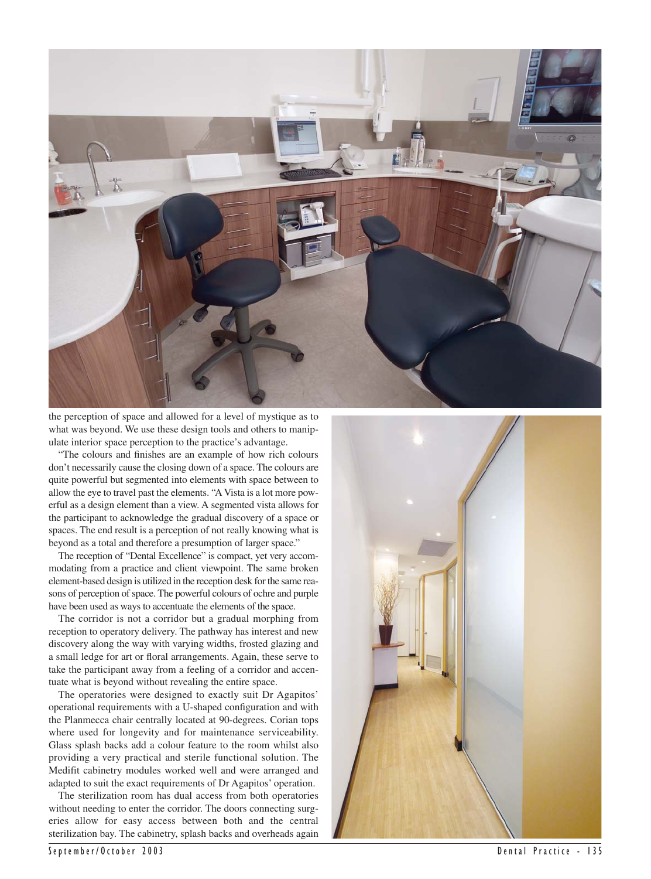the perception of space and allowed for a level of mystique as to what was beyond. We use these design tools and others to manipulate interior space perception to the practice's advantage.

"The colours and finishes are an example of how rich colours don't necessarily cause the closing down of a space. The colours are quite powerful but segmented into elements with space between to allow the eye to travel past the elements. "A Vista is a lot more powerful as a design element than a view. A segmented vista allows for the participant to acknowledge the gradual discovery of a space or spaces. The end result is a perception of not really knowing what is beyond as a total and therefore a presumption of larger space."

The reception of "Dental Excellence" is compact, yet very accommodating from a practice and client viewpoint. The same broken element-based design is utilized in the reception desk for the same reasons of perception of space. The powerful colours of ochre and purple have been used as ways to accentuate the elements of the space.

The corridor is not a corridor but a gradual morphing from reception to operatory delivery. The pathway has interest and new discovery along the way with varying widths, frosted glazing and a small ledge for art or floral arrangements. Again, these serve to take the participant away from a feeling of a corridor and accentuate what is beyond without revealing the entire space.

The operatories were designed to exactly suit Dr Agapitos' operational requirements with a U-shaped configuration and with the Planmecca chair centrally located at 90-degrees. Corian tops where used for longevity and for maintenance serviceability. Glass splash backs add a colour feature to the room whilst also providing a very practical and sterile functional solution. The Medifit cabinetry modules worked well and were arranged and adapted to suit the exact requirements of Dr Agapitos' operation.

The sterilization room has dual access from both operatories without needing to enter the corridor. The doors connecting surgeries allow for easy access between both and the central sterilization bay. The cabinetry, splash backs and overheads again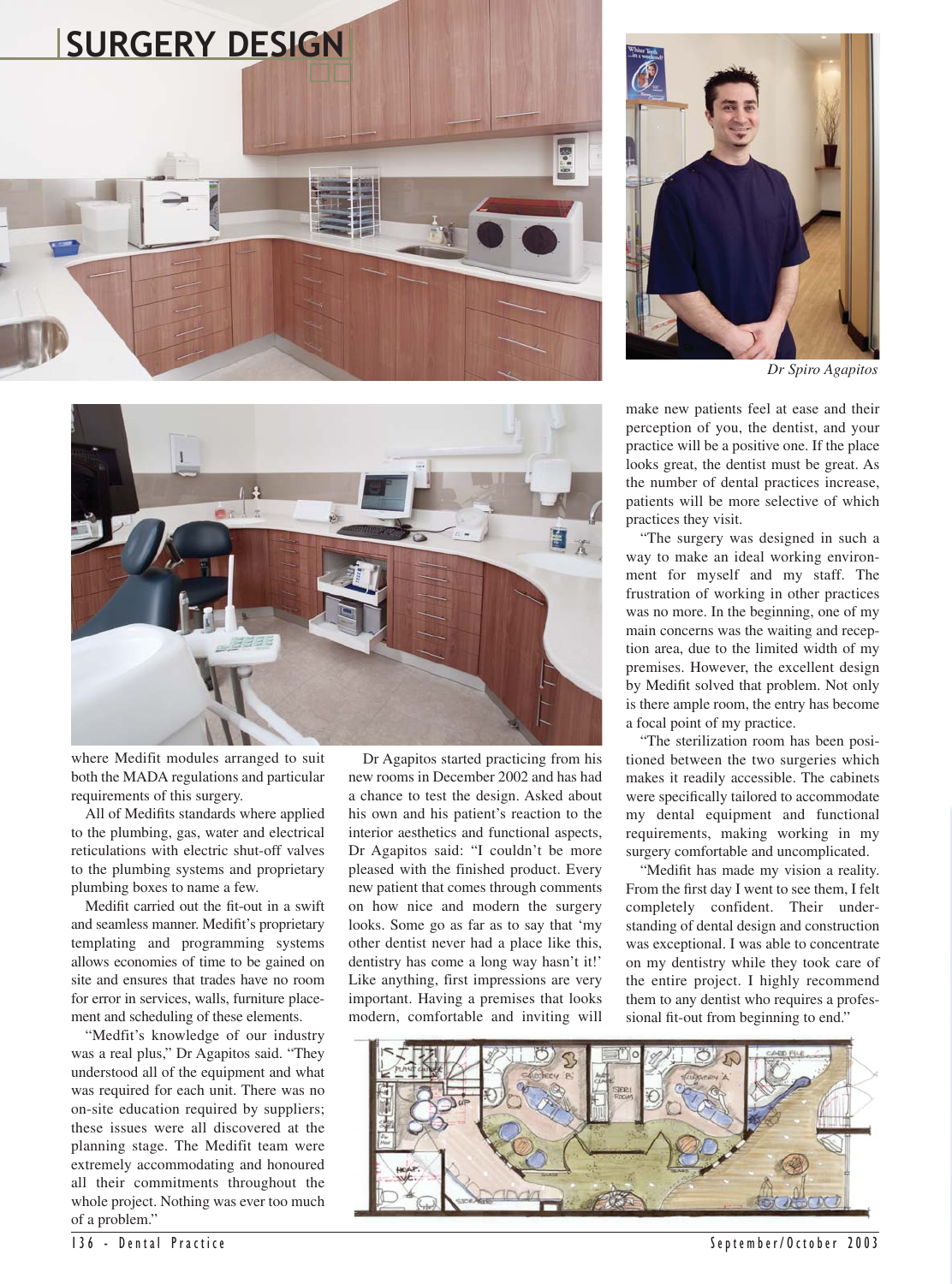## SURGERY DESIGN

*Dr Spiro Agapitos*

where Medifit modules arranged to suit both the MADA regulations and particular requirements of this surgery.

All of Medifits standards where applied to the plumbing, gas, water and electrical reticulations with electric shut-off valves to the plumbing systems and proprietary plumbing boxes to name a few.

Medifit carried out the fit-out in a swift and seamless manner. Medifit's proprietary templating and programming systems allows economies of time to be gained on site and ensures that trades have no room for error in services, walls, furniture placement and scheduling of these elements.

"Medfit's knowledge of our industry was a real plus," Dr Agapitos said. "They understood all of the equipment and what was required for each unit. There was no on-site education required by suppliers; these issues were all discovered at the planning stage. The Medifit team were extremely accommodating and honoured all their commitments throughout the whole project. Nothing was ever too much of a problem."

Dr Agapitos started practicing from his new rooms in December 2002 and has had a chance to test the design. Asked about his own and his patient's reaction to the interior aesthetics and functional aspects, Dr Agapitos said: "I couldn't be more pleased with the finished product. Every new patient that comes through comments on how nice and modern the surgery looks. Some go as far as to say that 'my other dentist never had a place like this, dentistry has come a long way hasn't it!' Like anything, first impressions are very important. Having a premises that looks modern, comfortable and inviting will make new patients feel at ease and their perception of you, the dentist, and your practice will be a positive one. If the place looks great, the dentist must be great. As the number of dental practices increase, patients will be more selective of which practices they visit.

"The surgery was designed in such a way to make an ideal working environment for myself and my staff. The frustration of working in other practices was no more. In the beginning, one of my main concerns was the waiting and reception area, due to the limited width of my premises. However, the excellent design by Medifit solved that problem. Not only is there ample room, the entry has become a focal point of my practice.

"The sterilization room has been positioned between the two surgeries which makes it readily accessible. The cabinets were specifically tailored to accommodate my dental equipment and functional requirements, making working in my surgery comfortable and uncomplicated.

"Medifit has made my vision a reality. From the first day I went to see them, I felt completely confident. Their understanding of dental design and construction was exceptional. I was able to concentrate on my dentistry while they took care of the entire project. I highly recommend them to any dentist who requires a professional fit-out from beginning to end."